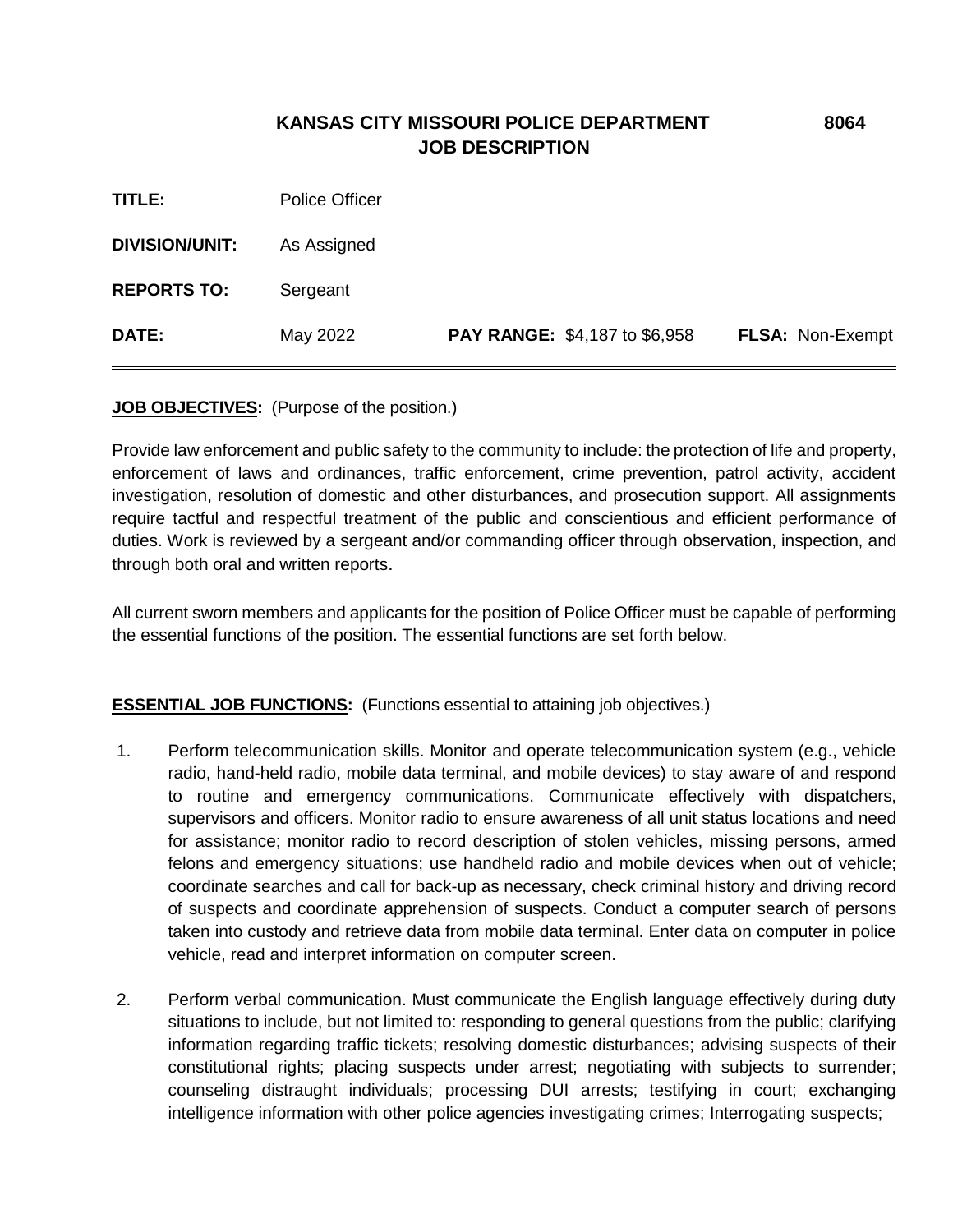# KANSAS CITY MISSOURI POLICE DEPARTMENT — JOB DESCRIPTION

**8064**

| | | | |
|---|---|---|---|
| **TITLE:** | Police Officer | | |
| **DIVISION/UNIT:** | As Assigned | | |
| **REPORTS TO:** | Sergeant | | |
| **DATE:** | May 2022 | **PAY RANGE:** $4,187 to $6,958 | **FLSA:** Non-Exempt |

**JOB OBJECTIVES:** (Purpose of the position.)

Provide law enforcement and public safety to the community to include: the protection of life and property, enforcement of laws and ordinances, traffic enforcement, crime prevention, patrol activity, accident investigation, resolution of domestic and other disturbances, and prosecution support. All assignments require tactful and respectful treatment of the public and conscientious and efficient performance of duties. Work is reviewed by a sergeant and/or commanding officer through observation, inspection, and through both oral and written reports.

All current sworn members and applicants for the position of Police Officer must be capable of performing the essential functions of the position. The essential functions are set forth below.

**ESSENTIAL JOB FUNCTIONS:** (Functions essential to attaining job objectives.)

1. Perform telecommunication skills. Monitor and operate telecommunication system (e.g., vehicle radio, hand-held radio, mobile data terminal, and mobile devices) to stay aware of and respond to routine and emergency communications. Communicate effectively with dispatchers, supervisors and officers. Monitor radio to ensure awareness of all unit status locations and need for assistance; monitor radio to record description of stolen vehicles, missing persons, armed felons and emergency situations; use handheld radio and mobile devices when out of vehicle; coordinate searches and call for back-up as necessary, check criminal history and driving record of suspects and coordinate apprehension of suspects. Conduct a computer search of persons taken into custody and retrieve data from mobile data terminal. Enter data on computer in police vehicle, read and interpret information on computer screen.

2. Perform verbal communication. Must communicate the English language effectively during duty situations to include, but not limited to: responding to general questions from the public; clarifying information regarding traffic tickets; resolving domestic disturbances; advising suspects of their constitutional rights; placing suspects under arrest; negotiating with subjects to surrender; counseling distraught individuals; processing DUI arrests; testifying in court; exchanging intelligence information with other police agencies investigating crimes; Interrogating suspects;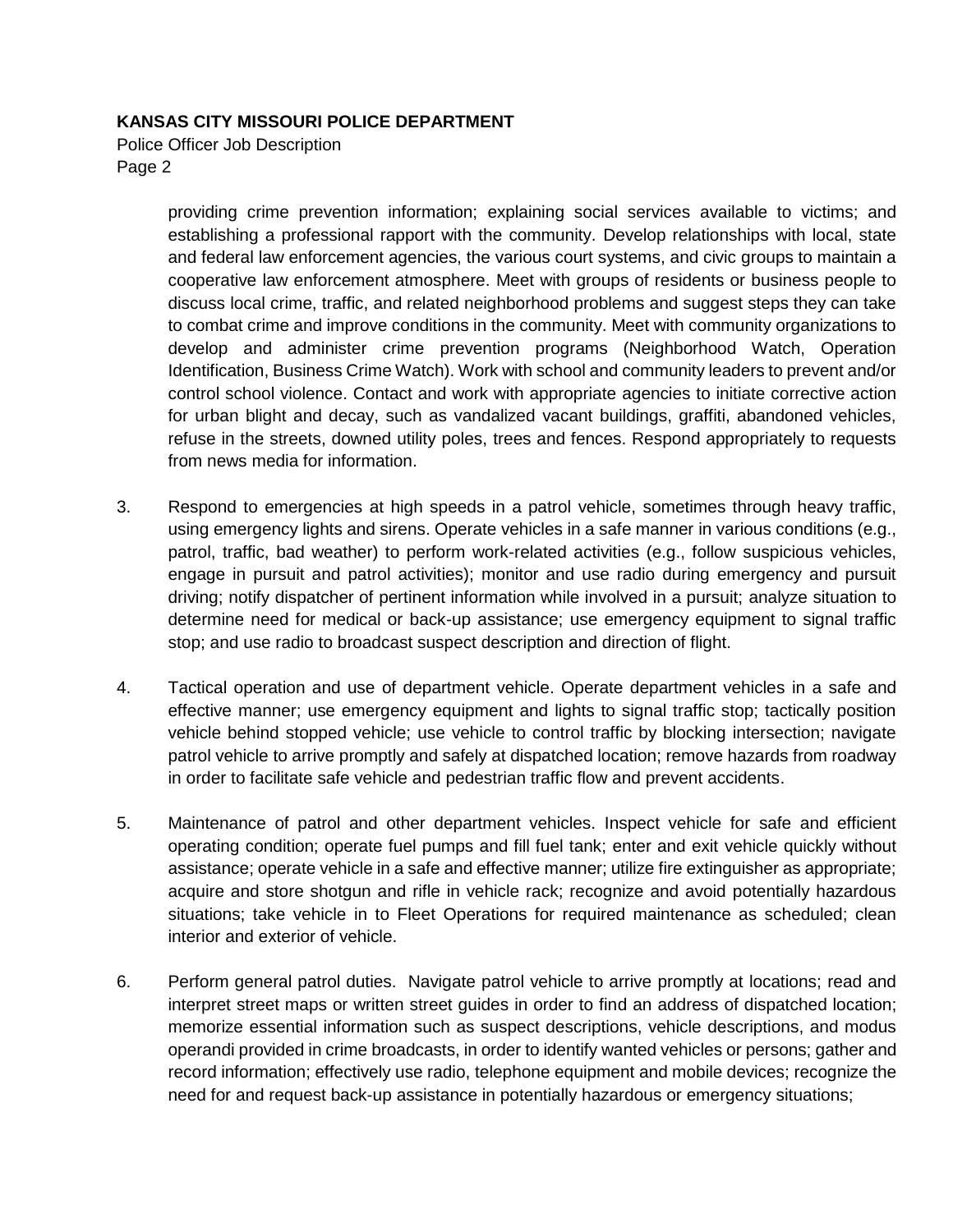providing crime prevention information; explaining social services available to victims; and establishing a professional rapport with the community. Develop relationships with local, state and federal law enforcement agencies, the various court systems, and civic groups to maintain a cooperative law enforcement atmosphere. Meet with groups of residents or business people to discuss local crime, traffic, and related neighborhood problems and suggest steps they can take to combat crime and improve conditions in the community. Meet with community organizations to develop and administer crime prevention programs (Neighborhood Watch, Operation Identification, Business Crime Watch). Work with school and community leaders to prevent and/or control school violence. Contact and work with appropriate agencies to initiate corrective action for urban blight and decay, such as vandalized vacant buildings, graffiti, abandoned vehicles, refuse in the streets, downed utility poles, trees and fences. Respond appropriately to requests from news media for information.

3. Respond to emergencies at high speeds in a patrol vehicle, sometimes through heavy traffic, using emergency lights and sirens. Operate vehicles in a safe manner in various conditions (e.g., patrol, traffic, bad weather) to perform work-related activities (e.g., follow suspicious vehicles, engage in pursuit and patrol activities); monitor and use radio during emergency and pursuit driving; notify dispatcher of pertinent information while involved in a pursuit; analyze situation to determine need for medical or back-up assistance; use emergency equipment to signal traffic stop; and use radio to broadcast suspect description and direction of flight.

4. Tactical operation and use of department vehicle. Operate department vehicles in a safe and effective manner; use emergency equipment and lights to signal traffic stop; tactically position vehicle behind stopped vehicle; use vehicle to control traffic by blocking intersection; navigate patrol vehicle to arrive promptly and safely at dispatched location; remove hazards from roadway in order to facilitate safe vehicle and pedestrian traffic flow and prevent accidents.

5. Maintenance of patrol and other department vehicles. Inspect vehicle for safe and efficient operating condition; operate fuel pumps and fill fuel tank; enter and exit vehicle quickly without assistance; operate vehicle in a safe and effective manner; utilize fire extinguisher as appropriate; acquire and store shotgun and rifle in vehicle rack; recognize and avoid potentially hazardous situations; take vehicle in to Fleet Operations for required maintenance as scheduled; clean interior and exterior of vehicle.

6. Perform general patrol duties. Navigate patrol vehicle to arrive promptly at locations; read and interpret street maps or written street guides in order to find an address of dispatched location; memorize essential information such as suspect descriptions, vehicle descriptions, and modus operandi provided in crime broadcasts, in order to identify wanted vehicles or persons; gather and record information; effectively use radio, telephone equipment and mobile devices; recognize the need for and request back-up assistance in potentially hazardous or emergency situations;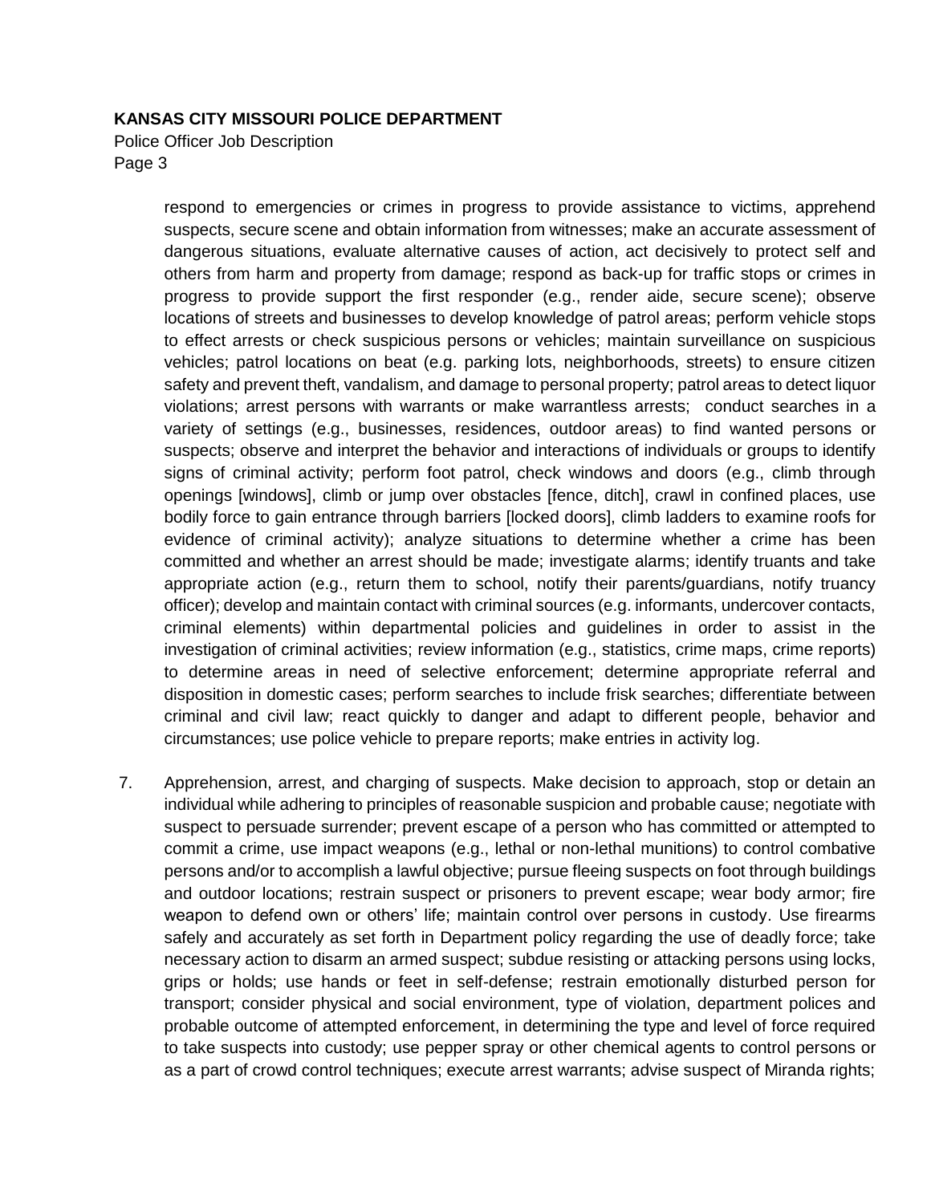respond to emergencies or crimes in progress to provide assistance to victims, apprehend suspects, secure scene and obtain information from witnesses; make an accurate assessment of dangerous situations, evaluate alternative causes of action, act decisively to protect self and others from harm and property from damage; respond as back-up for traffic stops or crimes in progress to provide support the first responder (e.g., render aide, secure scene); observe locations of streets and businesses to develop knowledge of patrol areas; perform vehicle stops to effect arrests or check suspicious persons or vehicles; maintain surveillance on suspicious vehicles; patrol locations on beat (e.g. parking lots, neighborhoods, streets) to ensure citizen safety and prevent theft, vandalism, and damage to personal property; patrol areas to detect liquor violations; arrest persons with warrants or make warrantless arrests; conduct searches in a variety of settings (e.g., businesses, residences, outdoor areas) to find wanted persons or suspects; observe and interpret the behavior and interactions of individuals or groups to identify signs of criminal activity; perform foot patrol, check windows and doors (e.g., climb through openings [windows], climb or jump over obstacles [fence, ditch], crawl in confined places, use bodily force to gain entrance through barriers [locked doors], climb ladders to examine roofs for evidence of criminal activity); analyze situations to determine whether a crime has been committed and whether an arrest should be made; investigate alarms; identify truants and take appropriate action (e.g., return them to school, notify their parents/guardians, notify truancy officer); develop and maintain contact with criminal sources (e.g. informants, undercover contacts, criminal elements) within departmental policies and guidelines in order to assist in the investigation of criminal activities; review information (e.g., statistics, crime maps, crime reports) to determine areas in need of selective enforcement; determine appropriate referral and disposition in domestic cases; perform searches to include frisk searches; differentiate between criminal and civil law; react quickly to danger and adapt to different people, behavior and circumstances; use police vehicle to prepare reports; make entries in activity log.

7. Apprehension, arrest, and charging of suspects. Make decision to approach, stop or detain an individual while adhering to principles of reasonable suspicion and probable cause; negotiate with suspect to persuade surrender; prevent escape of a person who has committed or attempted to commit a crime, use impact weapons (e.g., lethal or non-lethal munitions) to control combative persons and/or to accomplish a lawful objective; pursue fleeing suspects on foot through buildings and outdoor locations; restrain suspect or prisoners to prevent escape; wear body armor; fire weapon to defend own or others' life; maintain control over persons in custody. Use firearms safely and accurately as set forth in Department policy regarding the use of deadly force; take necessary action to disarm an armed suspect; subdue resisting or attacking persons using locks, grips or holds; use hands or feet in self-defense; restrain emotionally disturbed person for transport; consider physical and social environment, type of violation, department polices and probable outcome of attempted enforcement, in determining the type and level of force required to take suspects into custody; use pepper spray or other chemical agents to control persons or as a part of crowd control techniques; execute arrest warrants; advise suspect of Miranda rights;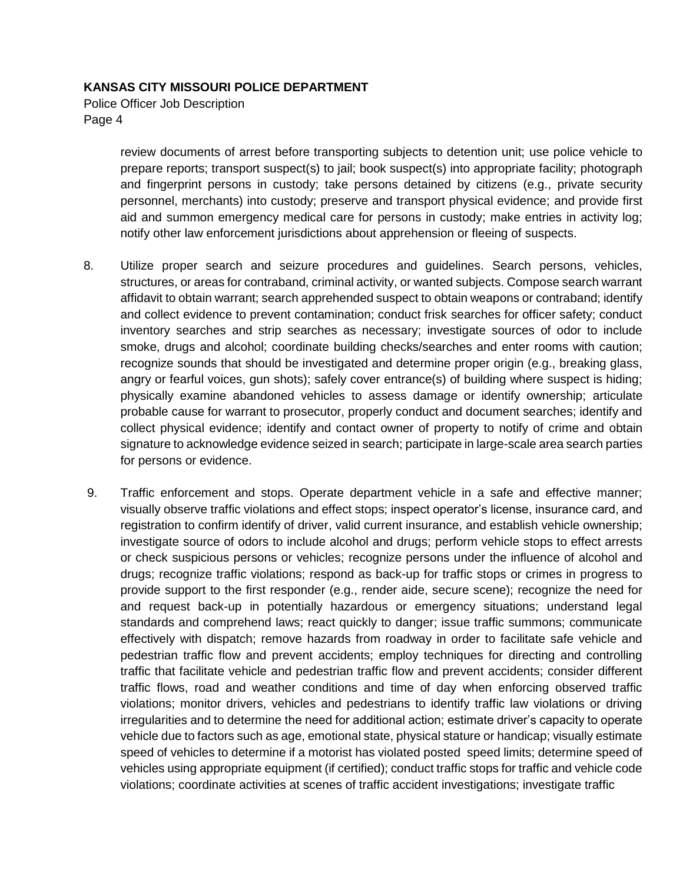review documents of arrest before transporting subjects to detention unit; use police vehicle to prepare reports; transport suspect(s) to jail; book suspect(s) into appropriate facility; photograph and fingerprint persons in custody; take persons detained by citizens (e.g., private security personnel, merchants) into custody; preserve and transport physical evidence; and provide first aid and summon emergency medical care for persons in custody; make entries in activity log; notify other law enforcement jurisdictions about apprehension or fleeing of suspects.

8. Utilize proper search and seizure procedures and guidelines. Search persons, vehicles, structures, or areas for contraband, criminal activity, or wanted subjects. Compose search warrant affidavit to obtain warrant; search apprehended suspect to obtain weapons or contraband; identify and collect evidence to prevent contamination; conduct frisk searches for officer safety; conduct inventory searches and strip searches as necessary; investigate sources of odor to include smoke, drugs and alcohol; coordinate building checks/searches and enter rooms with caution; recognize sounds that should be investigated and determine proper origin (e.g., breaking glass, angry or fearful voices, gun shots); safely cover entrance(s) of building where suspect is hiding; physically examine abandoned vehicles to assess damage or identify ownership; articulate probable cause for warrant to prosecutor, properly conduct and document searches; identify and collect physical evidence; identify and contact owner of property to notify of crime and obtain signature to acknowledge evidence seized in search; participate in large-scale area search parties for persons or evidence.

9. Traffic enforcement and stops. Operate department vehicle in a safe and effective manner; visually observe traffic violations and effect stops; inspect operator's license, insurance card, and registration to confirm identify of driver, valid current insurance, and establish vehicle ownership; investigate source of odors to include alcohol and drugs; perform vehicle stops to effect arrests or check suspicious persons or vehicles; recognize persons under the influence of alcohol and drugs; recognize traffic violations; respond as back-up for traffic stops or crimes in progress to provide support to the first responder (e.g., render aide, secure scene); recognize the need for and request back-up in potentially hazardous or emergency situations; understand legal standards and comprehend laws; react quickly to danger; issue traffic summons; communicate effectively with dispatch; remove hazards from roadway in order to facilitate safe vehicle and pedestrian traffic flow and prevent accidents; employ techniques for directing and controlling traffic that facilitate vehicle and pedestrian traffic flow and prevent accidents; consider different traffic flows, road and weather conditions and time of day when enforcing observed traffic violations; monitor drivers, vehicles and pedestrians to identify traffic law violations or driving irregularities and to determine the need for additional action; estimate driver's capacity to operate vehicle due to factors such as age, emotional state, physical stature or handicap; visually estimate speed of vehicles to determine if a motorist has violated posted speed limits; determine speed of vehicles using appropriate equipment (if certified); conduct traffic stops for traffic and vehicle code violations; coordinate activities at scenes of traffic accident investigations; investigate traffic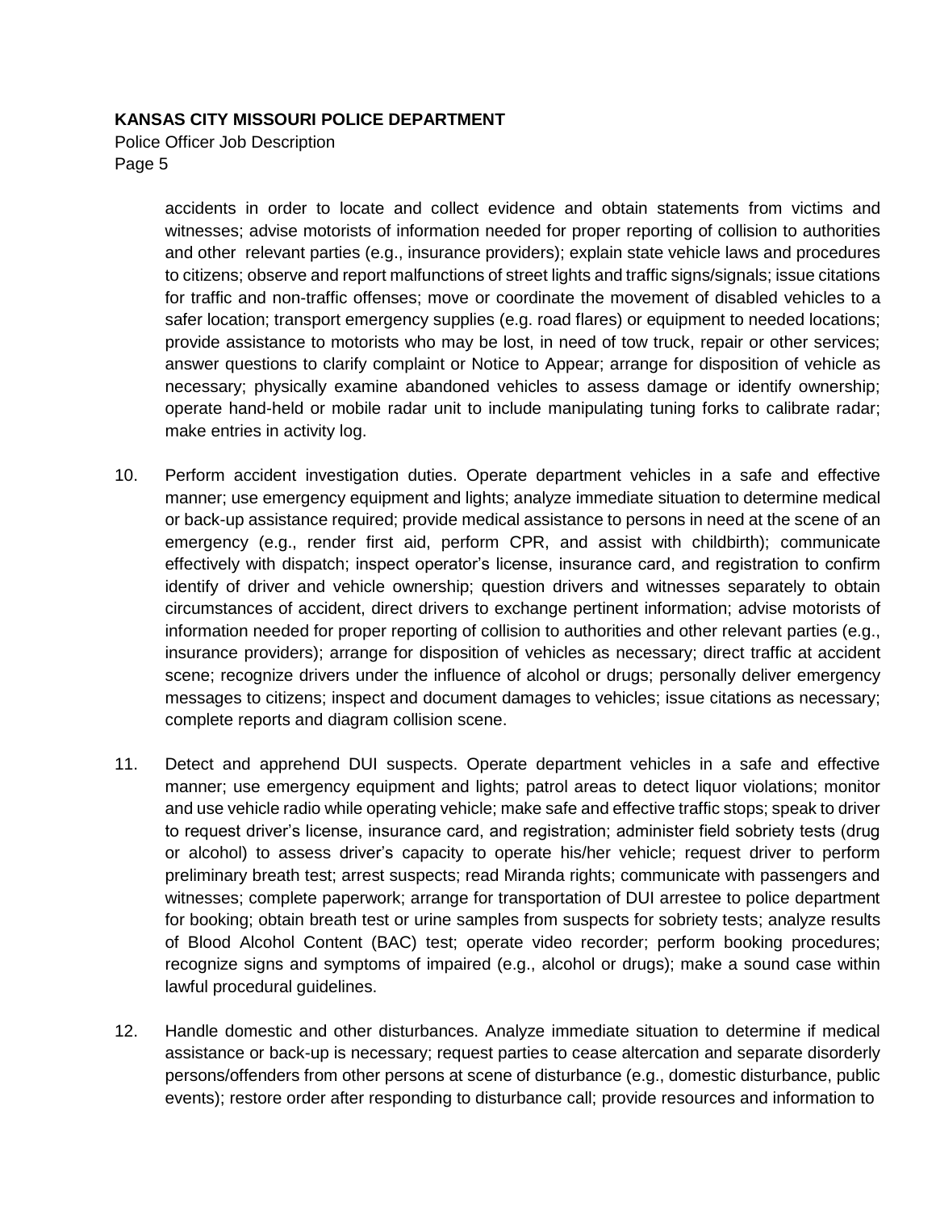accidents in order to locate and collect evidence and obtain statements from victims and witnesses; advise motorists of information needed for proper reporting of collision to authorities and other relevant parties (e.g., insurance providers); explain state vehicle laws and procedures to citizens; observe and report malfunctions of street lights and traffic signs/signals; issue citations for traffic and non-traffic offenses; move or coordinate the movement of disabled vehicles to a safer location; transport emergency supplies (e.g. road flares) or equipment to needed locations; provide assistance to motorists who may be lost, in need of tow truck, repair or other services; answer questions to clarify complaint or Notice to Appear; arrange for disposition of vehicle as necessary; physically examine abandoned vehicles to assess damage or identify ownership; operate hand-held or mobile radar unit to include manipulating tuning forks to calibrate radar; make entries in activity log.

10. Perform accident investigation duties. Operate department vehicles in a safe and effective manner; use emergency equipment and lights; analyze immediate situation to determine medical or back-up assistance required; provide medical assistance to persons in need at the scene of an emergency (e.g., render first aid, perform CPR, and assist with childbirth); communicate effectively with dispatch; inspect operator's license, insurance card, and registration to confirm identify of driver and vehicle ownership; question drivers and witnesses separately to obtain circumstances of accident, direct drivers to exchange pertinent information; advise motorists of information needed for proper reporting of collision to authorities and other relevant parties (e.g., insurance providers); arrange for disposition of vehicles as necessary; direct traffic at accident scene; recognize drivers under the influence of alcohol or drugs; personally deliver emergency messages to citizens; inspect and document damages to vehicles; issue citations as necessary; complete reports and diagram collision scene.

11. Detect and apprehend DUI suspects. Operate department vehicles in a safe and effective manner; use emergency equipment and lights; patrol areas to detect liquor violations; monitor and use vehicle radio while operating vehicle; make safe and effective traffic stops; speak to driver to request driver's license, insurance card, and registration; administer field sobriety tests (drug or alcohol) to assess driver's capacity to operate his/her vehicle; request driver to perform preliminary breath test; arrest suspects; read Miranda rights; communicate with passengers and witnesses; complete paperwork; arrange for transportation of DUI arrestee to police department for booking; obtain breath test or urine samples from suspects for sobriety tests; analyze results of Blood Alcohol Content (BAC) test; operate video recorder; perform booking procedures; recognize signs and symptoms of impaired (e.g., alcohol or drugs); make a sound case within lawful procedural guidelines.

12. Handle domestic and other disturbances. Analyze immediate situation to determine if medical assistance or back-up is necessary; request parties to cease altercation and separate disorderly persons/offenders from other persons at scene of disturbance (e.g., domestic disturbance, public events); restore order after responding to disturbance call; provide resources and information to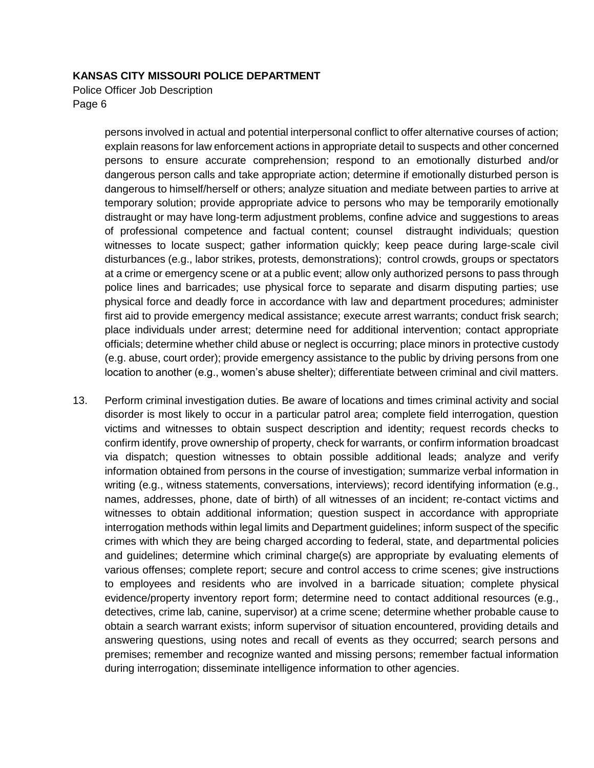persons involved in actual and potential interpersonal conflict to offer alternative courses of action; explain reasons for law enforcement actions in appropriate detail to suspects and other concerned persons to ensure accurate comprehension; respond to an emotionally disturbed and/or dangerous person calls and take appropriate action; determine if emotionally disturbed person is dangerous to himself/herself or others; analyze situation and mediate between parties to arrive at temporary solution; provide appropriate advice to persons who may be temporarily emotionally distraught or may have long-term adjustment problems, confine advice and suggestions to areas of professional competence and factual content; counsel distraught individuals; question witnesses to locate suspect; gather information quickly; keep peace during large-scale civil disturbances (e.g., labor strikes, protests, demonstrations); control crowds, groups or spectators at a crime or emergency scene or at a public event; allow only authorized persons to pass through police lines and barricades; use physical force to separate and disarm disputing parties; use physical force and deadly force in accordance with law and department procedures; administer first aid to provide emergency medical assistance; execute arrest warrants; conduct frisk search; place individuals under arrest; determine need for additional intervention; contact appropriate officials; determine whether child abuse or neglect is occurring; place minors in protective custody (e.g. abuse, court order); provide emergency assistance to the public by driving persons from one location to another (e.g., women's abuse shelter); differentiate between criminal and civil matters.

13. Perform criminal investigation duties. Be aware of locations and times criminal activity and social disorder is most likely to occur in a particular patrol area; complete field interrogation, question victims and witnesses to obtain suspect description and identity; request records checks to confirm identify, prove ownership of property, check for warrants, or confirm information broadcast via dispatch; question witnesses to obtain possible additional leads; analyze and verify information obtained from persons in the course of investigation; summarize verbal information in writing (e.g., witness statements, conversations, interviews); record identifying information (e.g., names, addresses, phone, date of birth) of all witnesses of an incident; re-contact victims and witnesses to obtain additional information; question suspect in accordance with appropriate interrogation methods within legal limits and Department guidelines; inform suspect of the specific crimes with which they are being charged according to federal, state, and departmental policies and guidelines; determine which criminal charge(s) are appropriate by evaluating elements of various offenses; complete report; secure and control access to crime scenes; give instructions to employees and residents who are involved in a barricade situation; complete physical evidence/property inventory report form; determine need to contact additional resources (e.g., detectives, crime lab, canine, supervisor) at a crime scene; determine whether probable cause to obtain a search warrant exists; inform supervisor of situation encountered, providing details and answering questions, using notes and recall of events as they occurred; search persons and premises; remember and recognize wanted and missing persons; remember factual information during interrogation; disseminate intelligence information to other agencies.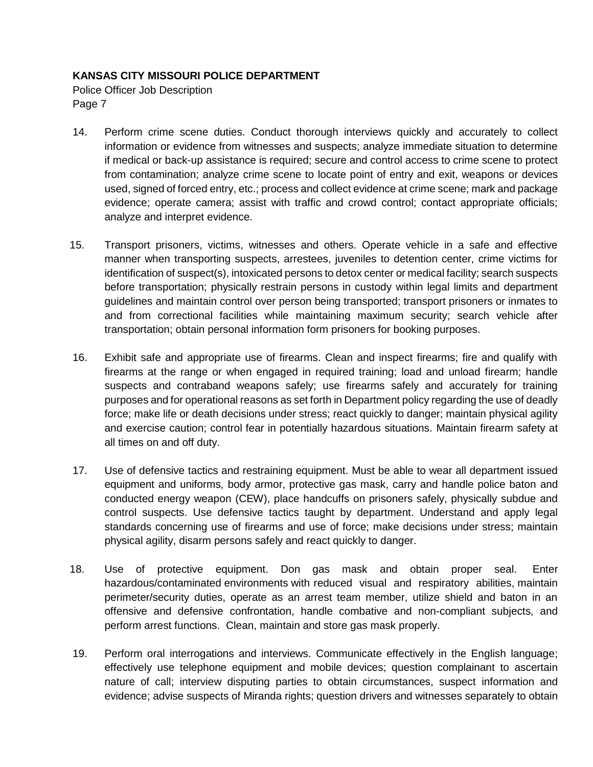14. Perform crime scene duties. Conduct thorough interviews quickly and accurately to collect information or evidence from witnesses and suspects; analyze immediate situation to determine if medical or back-up assistance is required; secure and control access to crime scene to protect from contamination; analyze crime scene to locate point of entry and exit, weapons or devices used, signed of forced entry, etc.; process and collect evidence at crime scene; mark and package evidence; operate camera; assist with traffic and crowd control; contact appropriate officials; analyze and interpret evidence.

15. Transport prisoners, victims, witnesses and others. Operate vehicle in a safe and effective manner when transporting suspects, arrestees, juveniles to detention center, crime victims for identification of suspect(s), intoxicated persons to detox center or medical facility; search suspects before transportation; physically restrain persons in custody within legal limits and department guidelines and maintain control over person being transported; transport prisoners or inmates to and from correctional facilities while maintaining maximum security; search vehicle after transportation; obtain personal information form prisoners for booking purposes.

16. Exhibit safe and appropriate use of firearms. Clean and inspect firearms; fire and qualify with firearms at the range or when engaged in required training; load and unload firearm; handle suspects and contraband weapons safely; use firearms safely and accurately for training purposes and for operational reasons as set forth in Department policy regarding the use of deadly force; make life or death decisions under stress; react quickly to danger; maintain physical agility and exercise caution; control fear in potentially hazardous situations. Maintain firearm safety at all times on and off duty.

17. Use of defensive tactics and restraining equipment. Must be able to wear all department issued equipment and uniforms, body armor, protective gas mask, carry and handle police baton and conducted energy weapon (CEW), place handcuffs on prisoners safely, physically subdue and control suspects. Use defensive tactics taught by department. Understand and apply legal standards concerning use of firearms and use of force; make decisions under stress; maintain physical agility, disarm persons safely and react quickly to danger.

18. Use of protective equipment. Don gas mask and obtain proper seal. Enter hazardous/contaminated environments with reduced visual and respiratory abilities, maintain perimeter/security duties, operate as an arrest team member, utilize shield and baton in an offensive and defensive confrontation, handle combative and non-compliant subjects, and perform arrest functions. Clean, maintain and store gas mask properly.

19. Perform oral interrogations and interviews. Communicate effectively in the English language; effectively use telephone equipment and mobile devices; question complainant to ascertain nature of call; interview disputing parties to obtain circumstances, suspect information and evidence; advise suspects of Miranda rights; question drivers and witnesses separately to obtain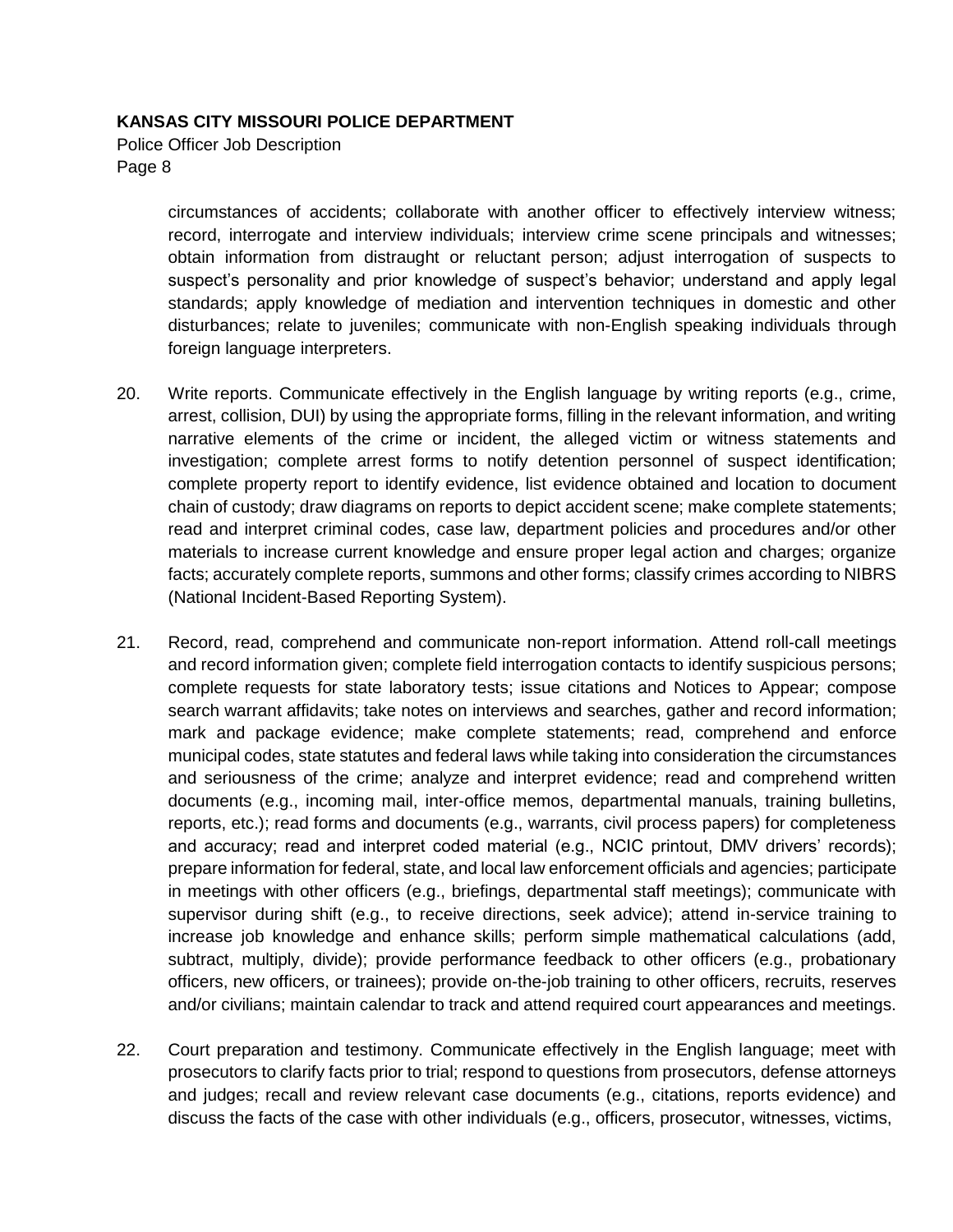circumstances of accidents; collaborate with another officer to effectively interview witness; record, interrogate and interview individuals; interview crime scene principals and witnesses; obtain information from distraught or reluctant person; adjust interrogation of suspects to suspect's personality and prior knowledge of suspect's behavior; understand and apply legal standards; apply knowledge of mediation and intervention techniques in domestic and other disturbances; relate to juveniles; communicate with non-English speaking individuals through foreign language interpreters.

20. Write reports. Communicate effectively in the English language by writing reports (e.g., crime, arrest, collision, DUI) by using the appropriate forms, filling in the relevant information, and writing narrative elements of the crime or incident, the alleged victim or witness statements and investigation; complete arrest forms to notify detention personnel of suspect identification; complete property report to identify evidence, list evidence obtained and location to document chain of custody; draw diagrams on reports to depict accident scene; make complete statements; read and interpret criminal codes, case law, department policies and procedures and/or other materials to increase current knowledge and ensure proper legal action and charges; organize facts; accurately complete reports, summons and other forms; classify crimes according to NIBRS (National Incident-Based Reporting System).

21. Record, read, comprehend and communicate non-report information. Attend roll-call meetings and record information given; complete field interrogation contacts to identify suspicious persons; complete requests for state laboratory tests; issue citations and Notices to Appear; compose search warrant affidavits; take notes on interviews and searches, gather and record information; mark and package evidence; make complete statements; read, comprehend and enforce municipal codes, state statutes and federal laws while taking into consideration the circumstances and seriousness of the crime; analyze and interpret evidence; read and comprehend written documents (e.g., incoming mail, inter-office memos, departmental manuals, training bulletins, reports, etc.); read forms and documents (e.g., warrants, civil process papers) for completeness and accuracy; read and interpret coded material (e.g., NCIC printout, DMV drivers' records); prepare information for federal, state, and local law enforcement officials and agencies; participate in meetings with other officers (e.g., briefings, departmental staff meetings); communicate with supervisor during shift (e.g., to receive directions, seek advice); attend in-service training to increase job knowledge and enhance skills; perform simple mathematical calculations (add, subtract, multiply, divide); provide performance feedback to other officers (e.g., probationary officers, new officers, or trainees); provide on-the-job training to other officers, recruits, reserves and/or civilians; maintain calendar to track and attend required court appearances and meetings.

22. Court preparation and testimony. Communicate effectively in the English language; meet with prosecutors to clarify facts prior to trial; respond to questions from prosecutors, defense attorneys and judges; recall and review relevant case documents (e.g., citations, reports evidence) and discuss the facts of the case with other individuals (e.g., officers, prosecutor, witnesses, victims,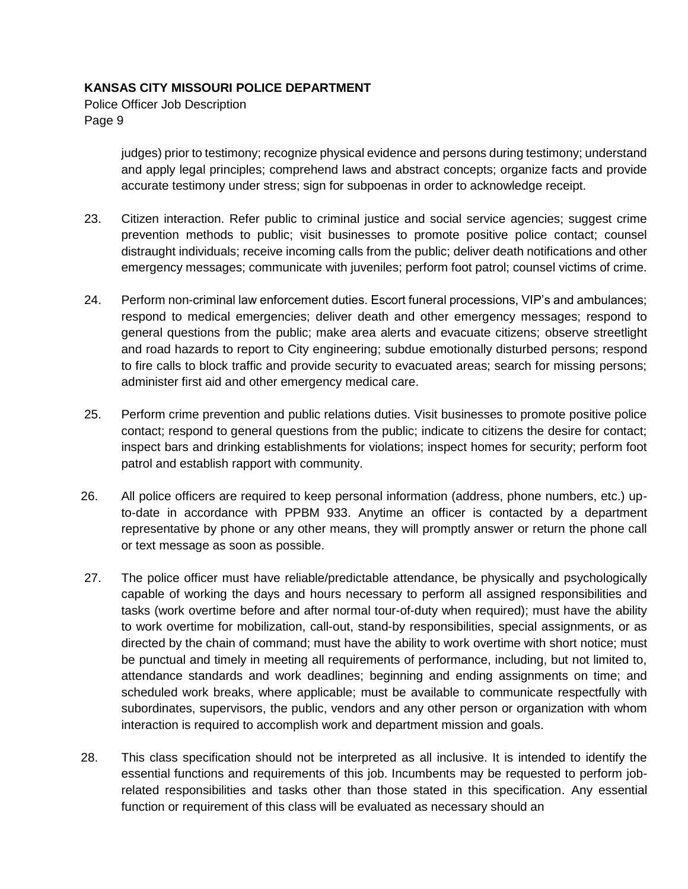judges) prior to testimony; recognize physical evidence and persons during testimony; understand and apply legal principles; comprehend laws and abstract concepts; organize facts and provide accurate testimony under stress; sign for subpoenas in order to acknowledge receipt.

23. Citizen interaction. Refer public to criminal justice and social service agencies; suggest crime prevention methods to public; visit businesses to promote positive police contact; counsel distraught individuals; receive incoming calls from the public; deliver death notifications and other emergency messages; communicate with juveniles; perform foot patrol; counsel victims of crime.

24. Perform non-criminal law enforcement duties. Escort funeral processions, VIP's and ambulances; respond to medical emergencies; deliver death and other emergency messages; respond to general questions from the public; make area alerts and evacuate citizens; observe streetlight and road hazards to report to City engineering; subdue emotionally disturbed persons; respond to fire calls to block traffic and provide security to evacuated areas; search for missing persons; administer first aid and other emergency medical care.

25. Perform crime prevention and public relations duties. Visit businesses to promote positive police contact; respond to general questions from the public; indicate to citizens the desire for contact; inspect bars and drinking establishments for violations; inspect homes for security; perform foot patrol and establish rapport with community.

26. All police officers are required to keep personal information (address, phone numbers, etc.) up-to-date in accordance with PPBM 933. Anytime an officer is contacted by a department representative by phone or any other means, they will promptly answer or return the phone call or text message as soon as possible.

27. The police officer must have reliable/predictable attendance, be physically and psychologically capable of working the days and hours necessary to perform all assigned responsibilities and tasks (work overtime before and after normal tour-of-duty when required); must have the ability to work overtime for mobilization, call-out, stand-by responsibilities, special assignments, or as directed by the chain of command; must have the ability to work overtime with short notice; must be punctual and timely in meeting all requirements of performance, including, but not limited to, attendance standards and work deadlines; beginning and ending assignments on time; and scheduled work breaks, where applicable; must be available to communicate respectfully with subordinates, supervisors, the public, vendors and any other person or organization with whom interaction is required to accomplish work and department mission and goals.

28. This class specification should not be interpreted as all inclusive. It is intended to identify the essential functions and requirements of this job. Incumbents may be requested to perform job-related responsibilities and tasks other than those stated in this specification. Any essential function or requirement of this class will be evaluated as necessary should an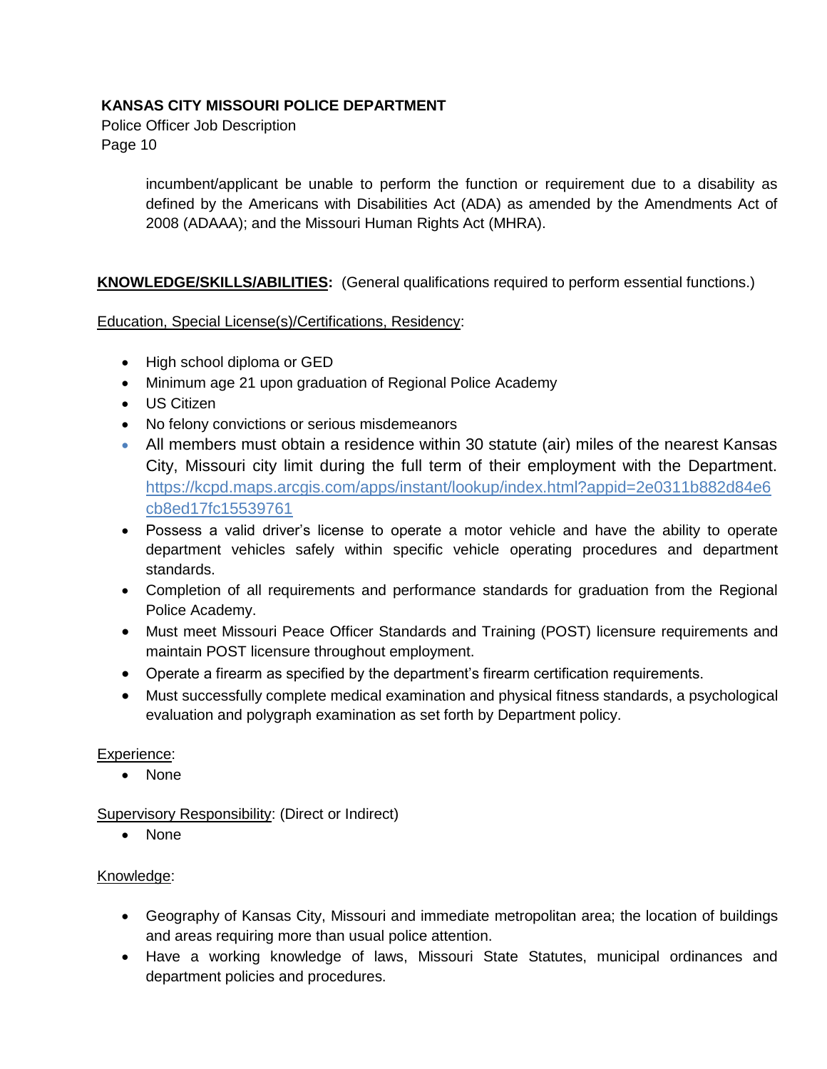incumbent/applicant be unable to perform the function or requirement due to a disability as defined by the Americans with Disabilities Act (ADA) as amended by the Amendments Act of 2008 (ADAAA); and the Missouri Human Rights Act (MHRA).

**KNOWLEDGE/SKILLS/ABILITIES:** (General qualifications required to perform essential functions.)

Education, Special License(s)/Certifications, Residency:

- High school diploma or GED
- Minimum age 21 upon graduation of Regional Police Academy
- US Citizen
- No felony convictions or serious misdemeanors
- All members must obtain a residence within 30 statute (air) miles of the nearest Kansas City, Missouri city limit during the full term of their employment with the Department. https://kcpd.maps.arcgis.com/apps/instant/lookup/index.html?appid=2e0311b882d84e6cb8ed17fc15539761
- Possess a valid driver's license to operate a motor vehicle and have the ability to operate department vehicles safely within specific vehicle operating procedures and department standards.
- Completion of all requirements and performance standards for graduation from the Regional Police Academy.
- Must meet Missouri Peace Officer Standards and Training (POST) licensure requirements and maintain POST licensure throughout employment.
- Operate a firearm as specified by the department's firearm certification requirements.
- Must successfully complete medical examination and physical fitness standards, a psychological evaluation and polygraph examination as set forth by Department policy.

Experience:

- None

Supervisory Responsibility: (Direct or Indirect)

- None

Knowledge:

- Geography of Kansas City, Missouri and immediate metropolitan area; the location of buildings and areas requiring more than usual police attention.
- Have a working knowledge of laws, Missouri State Statutes, municipal ordinances and department policies and procedures.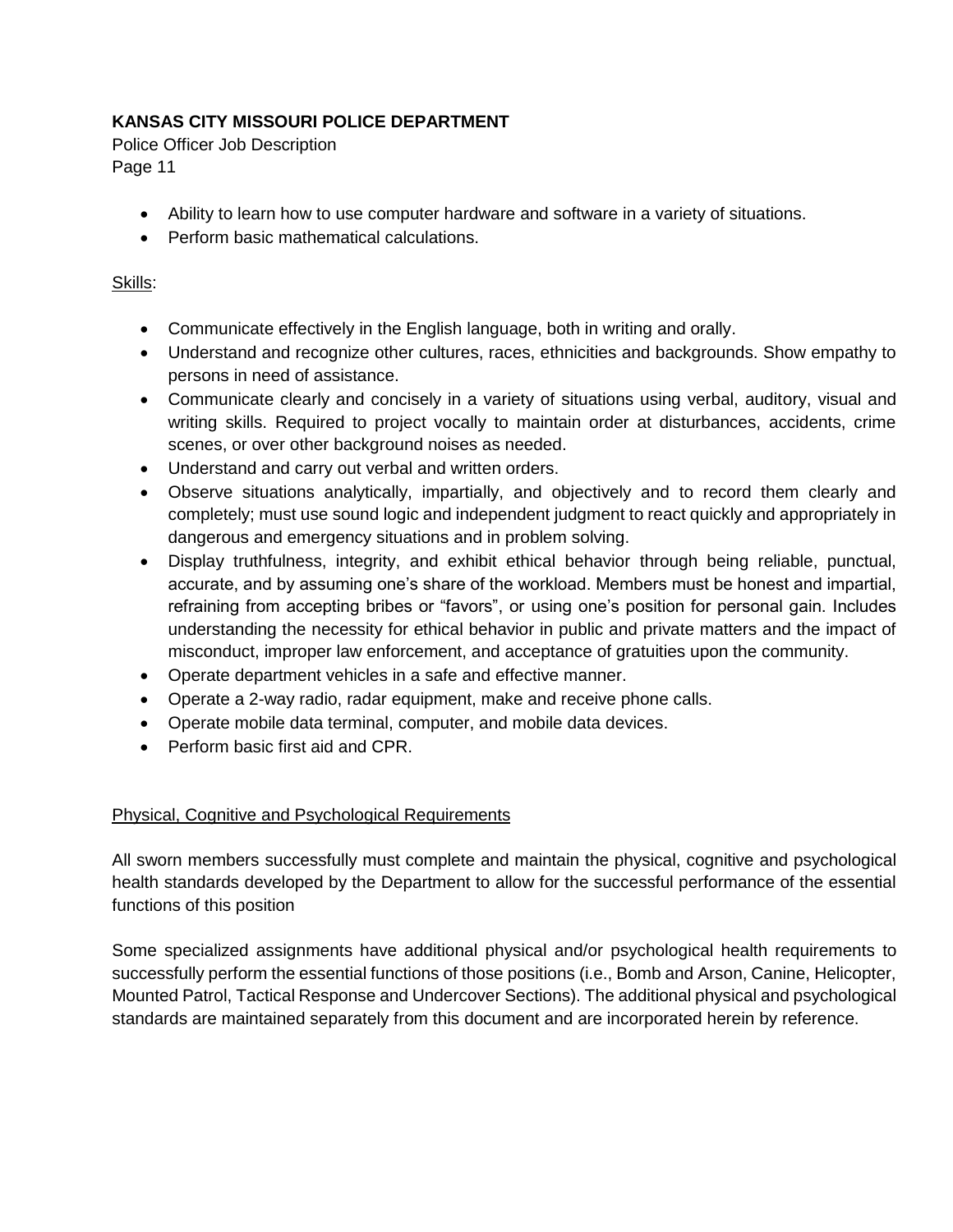- Ability to learn how to use computer hardware and software in a variety of situations.
- Perform basic mathematical calculations.

Skills:

- Communicate effectively in the English language, both in writing and orally.
- Understand and recognize other cultures, races, ethnicities and backgrounds. Show empathy to persons in need of assistance.
- Communicate clearly and concisely in a variety of situations using verbal, auditory, visual and writing skills. Required to project vocally to maintain order at disturbances, accidents, crime scenes, or over other background noises as needed.
- Understand and carry out verbal and written orders.
- Observe situations analytically, impartially, and objectively and to record them clearly and completely; must use sound logic and independent judgment to react quickly and appropriately in dangerous and emergency situations and in problem solving.
- Display truthfulness, integrity, and exhibit ethical behavior through being reliable, punctual, accurate, and by assuming one's share of the workload. Members must be honest and impartial, refraining from accepting bribes or "favors", or using one's position for personal gain. Includes understanding the necessity for ethical behavior in public and private matters and the impact of misconduct, improper law enforcement, and acceptance of gratuities upon the community.
- Operate department vehicles in a safe and effective manner.
- Operate a 2-way radio, radar equipment, make and receive phone calls.
- Operate mobile data terminal, computer, and mobile data devices.
- Perform basic first aid and CPR.

Physical, Cognitive and Psychological Requirements

All sworn members successfully must complete and maintain the physical, cognitive and psychological health standards developed by the Department to allow for the successful performance of the essential functions of this position

Some specialized assignments have additional physical and/or psychological health requirements to successfully perform the essential functions of those positions (i.e., Bomb and Arson, Canine, Helicopter, Mounted Patrol, Tactical Response and Undercover Sections). The additional physical and psychological standards are maintained separately from this document and are incorporated herein by reference.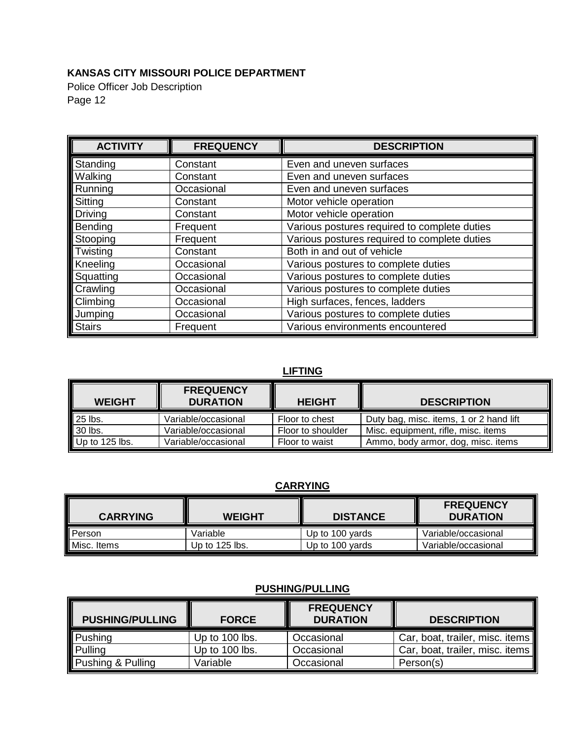| ACTIVITY | FREQUENCY | DESCRIPTION |
|---|---|---|
| Standing | Constant | Even and uneven surfaces |
| Walking | Constant | Even and uneven surfaces |
| Running | Occasional | Even and uneven surfaces |
| Sitting | Constant | Motor vehicle operation |
| Driving | Constant | Motor vehicle operation |
| Bending | Frequent | Various postures required to complete duties |
| Stooping | Frequent | Various postures required to complete duties |
| Twisting | Constant | Both in and out of vehicle |
| Kneeling | Occasional | Various postures to complete duties |
| Squatting | Occasional | Various postures to complete duties |
| Crawling | Occasional | Various postures to complete duties |
| Climbing | Occasional | High surfaces, fences, ladders |
| Jumping | Occasional | Various postures to complete duties |
| Stairs | Frequent | Various environments encountered |

## LIFTING

| WEIGHT | FREQUENCY DURATION | HEIGHT | DESCRIPTION |
|---|---|---|---|
| 25 lbs. | Variable/occasional | Floor to chest | Duty bag, misc. items, 1 or 2 hand lift |
| 30 lbs. | Variable/occasional | Floor to shoulder | Misc. equipment, rifle, misc. items |
| Up to 125 lbs. | Variable/occasional | Floor to waist | Ammo, body armor, dog, misc. items |

## CARRYING

| CARRYING | WEIGHT | DISTANCE | FREQUENCY DURATION |
|---|---|---|---|
| Person | Variable | Up to 100 yards | Variable/occasional |
| Misc. Items | Up to 125 lbs. | Up to 100 yards | Variable/occasional |

## PUSHING/PULLING

| PUSHING/PULLING | FORCE | FREQUENCY DURATION | DESCRIPTION |
|---|---|---|---|
| Pushing | Up to 100 lbs. | Occasional | Car, boat, trailer, misc. items |
| Pulling | Up to 100 lbs. | Occasional | Car, boat, trailer, misc. items |
| Pushing & Pulling | Variable | Occasional | Person(s) |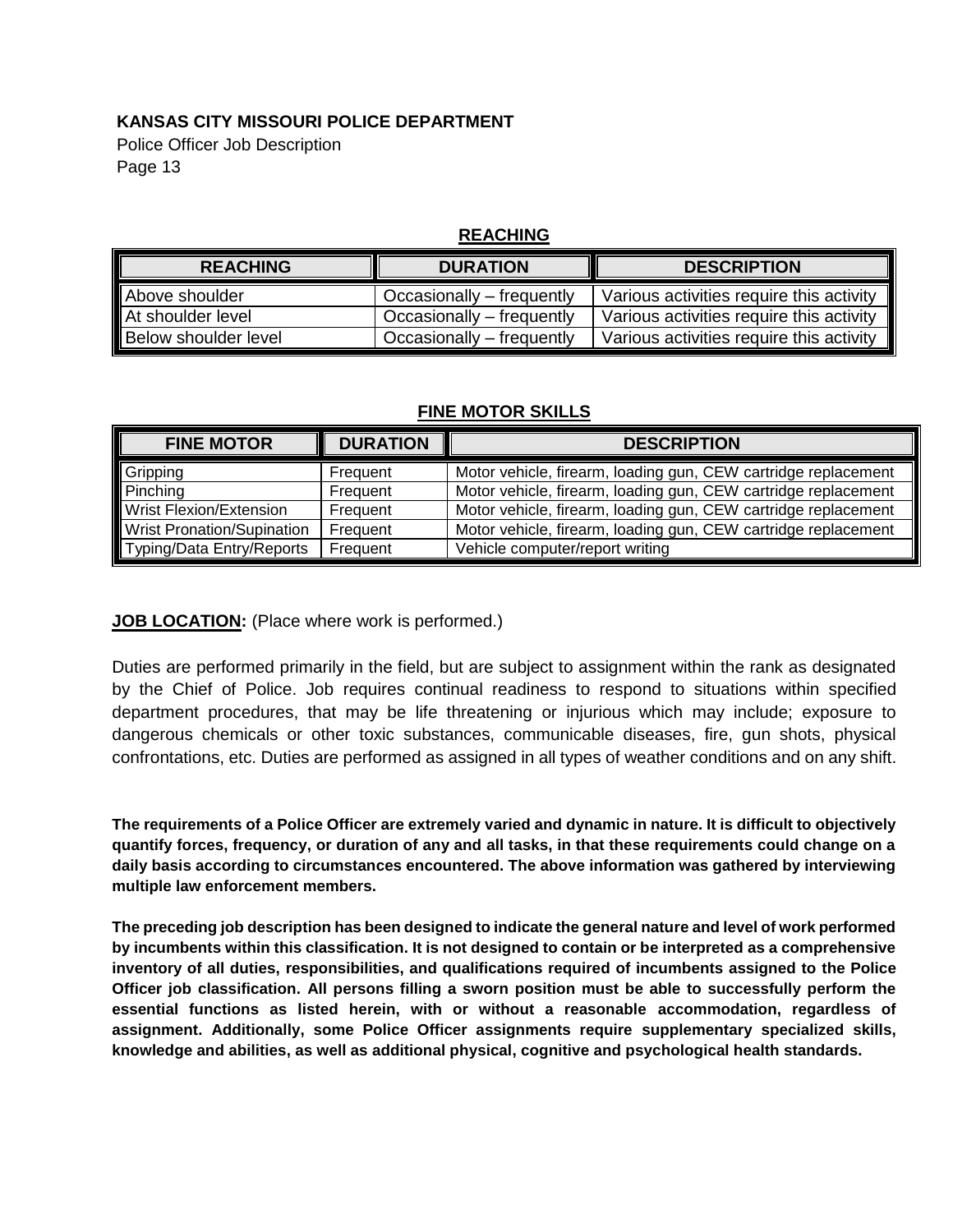## REACHING

| REACHING | DURATION | DESCRIPTION |
|---|---|---|
| Above shoulder | Occasionally – frequently | Various activities require this activity |
| At shoulder level | Occasionally – frequently | Various activities require this activity |
| Below shoulder level | Occasionally – frequently | Various activities require this activity |

## FINE MOTOR SKILLS

| FINE MOTOR | DURATION | DESCRIPTION |
|---|---|---|
| Gripping | Frequent | Motor vehicle, firearm, loading gun, CEW cartridge replacement |
| Pinching | Frequent | Motor vehicle, firearm, loading gun, CEW cartridge replacement |
| Wrist Flexion/Extension | Frequent | Motor vehicle, firearm, loading gun, CEW cartridge replacement |
| Wrist Pronation/Supination | Frequent | Motor vehicle, firearm, loading gun, CEW cartridge replacement |
| Typing/Data Entry/Reports | Frequent | Vehicle computer/report writing |

**JOB LOCATION:** (Place where work is performed.)

Duties are performed primarily in the field, but are subject to assignment within the rank as designated by the Chief of Police. Job requires continual readiness to respond to situations within specified department procedures, that may be life threatening or injurious which may include; exposure to dangerous chemicals or other toxic substances, communicable diseases, fire, gun shots, physical confrontations, etc. Duties are performed as assigned in all types of weather conditions and on any shift.

**The requirements of a Police Officer are extremely varied and dynamic in nature. It is difficult to objectively quantify forces, frequency, or duration of any and all tasks, in that these requirements could change on a daily basis according to circumstances encountered. The above information was gathered by interviewing multiple law enforcement members.**

**The preceding job description has been designed to indicate the general nature and level of work performed by incumbents within this classification. It is not designed to contain or be interpreted as a comprehensive inventory of all duties, responsibilities, and qualifications required of incumbents assigned to the Police Officer job classification. All persons filling a sworn position must be able to successfully perform the essential functions as listed herein, with or without a reasonable accommodation, regardless of assignment. Additionally, some Police Officer assignments require supplementary specialized skills, knowledge and abilities, as well as additional physical, cognitive and psychological health standards.**